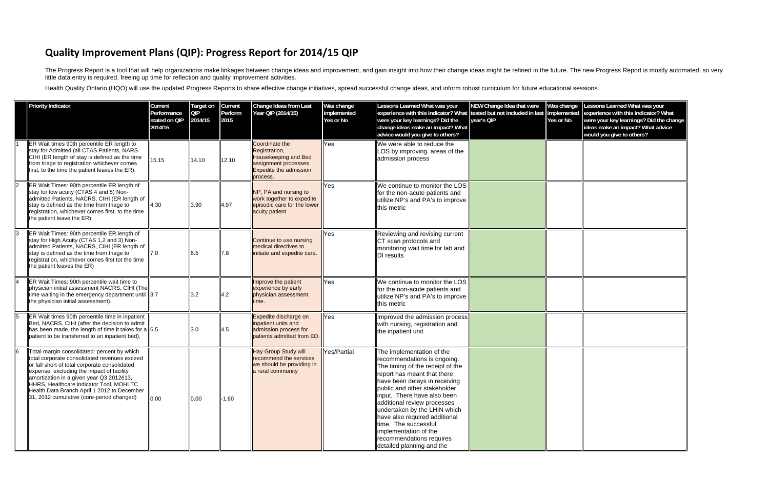# Quality Improvement Plans (QIP): Progress Report for 2014/15 QIP

The Progress Report is a tool that will help organizations make linkages between change ideas and improvement, and gain insight into how their change ideas might be refined in the future. The new Progress Report is mostly automated, so very little data entry is required, freeing up time for reflection and quality improvement activities.

Health Quality Ontario (HQO) will use the updated Progress Reports to share effective change initiatives, spread successful change ideas, and inform robust curriculum for future educational sessions.

| | Priority Indicator | Current Performance stated on QIP 2014/15 | Target on QIP 2014/15 | Current Perform 2015 | Change Ideas from Last Year QIP (2014/15) | Was change implemented Yes or No | Lessons Learned What was your experience with this indicator? What were your key learnings? Did the change ideas make an impact? What advice would you give to others? | NEW Change Idea that were tested but not included in last year's QIP | Was change implemented Yes or No | Lessons Learned What was your experience with this indicator? What were your key learnings? Did the change ideas make an impact? What advice would you give to others? |
|---|---|---|---|---|---|---|---|---|---|---|
| 1 | ER Wait times 90th percentile ER length to stay for Admitted (all CTAS Patients, NARS CIHI (ER length of stay is defined as the time from triage to registration whichever comes first, to the time the patient leaves the ER). | 15.15 | 14.10 | 12.10 | Coordinate the Registration, Housekeeping and Bed assignment processes. Expedite the admission process. | Yes | We were able to reduce the LOS by improving areas of the admission process | | | |
| 2 | ER Wait Times: 90th percentile ER length of stay for low acuity (CTAS 4 and 5) Non-admitted Patients, NACRS, CIHI (ER length of stay is defined as the time from triage to registration, whichever comes first, to the time the patient leave the ER) | 4.30 | 3.90 | 4.97 | NP, PA and nursing to work together to expedite episodic care for the lower acuity patient | Yes | We continue to monitor the LOS for the non-acute patients and utilize NP's and PA's to improve this metric | | | |
| 3 | ER Wait Times: 90th percentile ER length of stay for High Acuity (CTAS 1,2 and 3) Non-admitted Patients, NACRS, CIHI (ER length of stay is defined as the time from triage to registration, whichever comes first tot the time the patient leaves the ER) | 7.0 | 6.5 | 7.8 | Continue to use nursing medical directives to initiate and expedite care. | Yes | Reviewing and revising current CT scan protocols and monitoring wait time for lab and DI results | | | |
| 4 | ER Wait Times: 90th percentile wait time to physician initial assessment NACRS, CIHI (The time waiting in the emergency department until the physician initial assessment). | 3.7 | 3.2 | 4.2 | Improve the patient experience by early physician assessment time. | Yes | We continue to monitor the LOS for the non-acute patients and utilize NP's and PA's to improve this metric | | | |
| 5 | ER Wait times 90th percentile time in inpatient Bed, NACRS, CIHI (after the decision to admit has been made, the length of time it takes for a patient to be transferred to an inpatient bed). | 6.5 | 3.0 | 4.5 | Expedite discharge on inpatient units and admission process for patients admitted from ED. | Yes | Improved the admission process with nursing, registration and the inpatient unit | | | |
| 6 | Total margin consolidated: percent by which total corporate consolidated revenues exceed or fall short of total corporate consolidated expense, excluding the impact of facility amortization in a given year Q3 2012é13, HHRS, Healthcare indicator Tool, MOHLTC Health Data Branch April 1 2012 to December 31, 2012 cumulative (core-period changed) | 0.00 | 0.00 | -1.60 | Hay Group Study will recommend the services we should be providing in a rural community | Yes/Partial | The implementation of the recommendations is ongoing. The timing of the receipt of the report has meant that there have been delays in receiving public and other stakeholder input. There have also been additional review processes undertaken by the LHIN which have also required additional time. The successful implementation of the recommendations requires detailed planning and the | | | |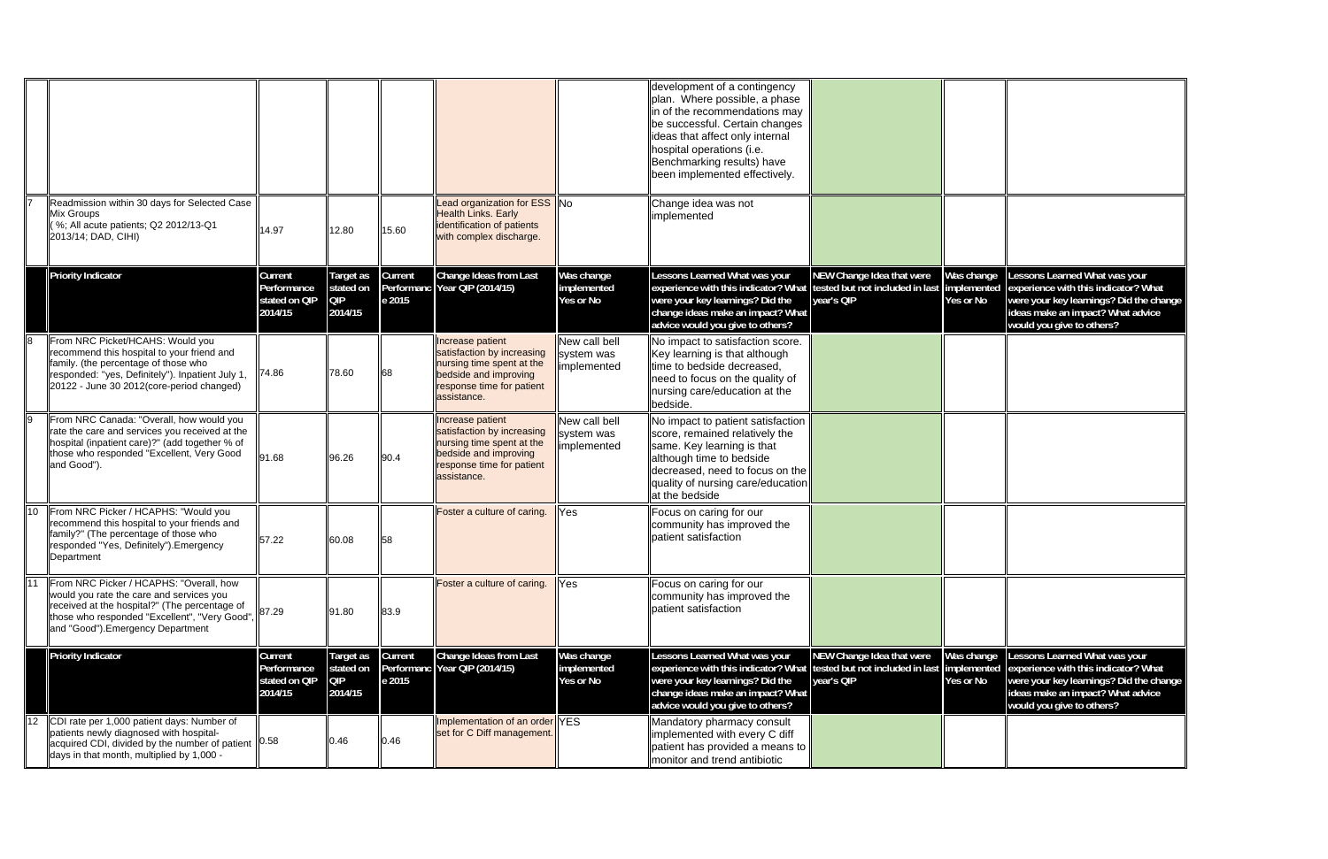| | | | | | | | | | | |
|---|---|---|---|---|---|---|---|---|---|---|
| | | | | | | | development of a contingency plan. Where possible, a phase in of the recommendations may be successful. Certain changes ideas that affect only internal hospital operations (i.e. Benchmarking results) have been implemented effectively. | | | |
| 7 | Readmission within 30 days for Selected Case Mix Groups ( %; All acute patients; Q2 2012/13-Q1 2013/14; DAD, CIHI) | 14.97 | 12.80 | 15.60 | Lead organization for ESS Health Links. Early identification of patients with complex discharge. | No | Change idea was not implemented | | | |
| | **Priority Indicator** | **Current Performance stated on QIP 2014/15** | **Target as stated on QIP 2014/15** | **Current Performance 2015** | **Change Ideas from Last Year QIP (2014/15)** | **Was change implemented Yes or No** | **Lessons Learned What was your experience with this indicator? What were your key learnings? Did the change ideas make an impact? What advice would you give to others?** | **NEW Change Idea that were tested but not included in last year's QIP** | **Was change implemented Yes or No** | **Lessons Learned What was your experience with this indicator? What were your key learnings? Did the change ideas make an impact? What advice would you give to others?** |
| 8 | From NRC Picket/HCAHS: Would you recommend this hospital to your friend and family. (the percentage of those who responded: "yes, Definitely"). Inpatient July 1, 20122 - June 30 2012(core-period changed) | 74.86 | 78.60 | 68 | Increase patient satisfaction by increasing nursing time spent at the bedside and improving response time for patient assistance. | New call bell system was implemented | No impact to satisfaction score. Key learning is that although time to bedside decreased, need to focus on the quality of nursing care/education at the bedside. | | | |
| 9 | From NRC Canada: "Overall, how would you rate the care and services you received at the hospital (inpatient care)?" (add together % of those who responded "Excellent, Very Good and Good"). | 91.68 | 96.26 | 90.4 | Increase patient satisfaction by increasing nursing time spent at the bedside and improving response time for patient assistance. | New call bell system was implemented | No impact to patient satisfaction score, remained relatively the same. Key learning is that although time to bedside decreased, need to focus on the quality of nursing care/education at the bedside | | | |
| 10 | From NRC Picker / HCAPHS: "Would you recommend this hospital to your friends and family?" (The percentage of those who responded "Yes, Definitely").Emergency Department | 57.22 | 60.08 | 58 | Foster a culture of caring. | Yes | Focus on caring for our community has improved the patient satisfaction | | | |
| 11 | From NRC Picker / HCAPHS: "Overall, how would you rate the care and services you received at the hospital?" (The percentage of those who responded "Excellent", "Very Good", and "Good").Emergency Department | 87.29 | 91.80 | 83.9 | Foster a culture of caring. | Yes | Focus on caring for our community has improved the patient satisfaction | | | |
| | **Priority Indicator** | **Current Performance stated on QIP 2014/15** | **Target as stated on QIP 2014/15** | **Current Performance 2015** | **Change Ideas from Last Year QIP (2014/15)** | **Was change implemented Yes or No** | **Lessons Learned What was your experience with this indicator? What were your key learnings? Did the change ideas make an impact? What advice would you give to others?** | **NEW Change Idea that were tested but not included in last year's QIP** | **Was change implemented Yes or No** | **Lessons Learned What was your experience with this indicator? What were your key learnings? Did the change ideas make an impact? What advice would you give to others?** |
| 12 | CDI rate per 1,000 patient days: Number of patients newly diagnosed with hospital-acquired CDI, divided by the number of patient days in that month, multiplied by 1,000 - | 0.58 | 0.46 | 0.46 | Implementation of an order set for C Diff management. | YES | Mandatory pharmacy consult implemented with every C diff patient has provided a means to monitor and trend antibiotic | | | |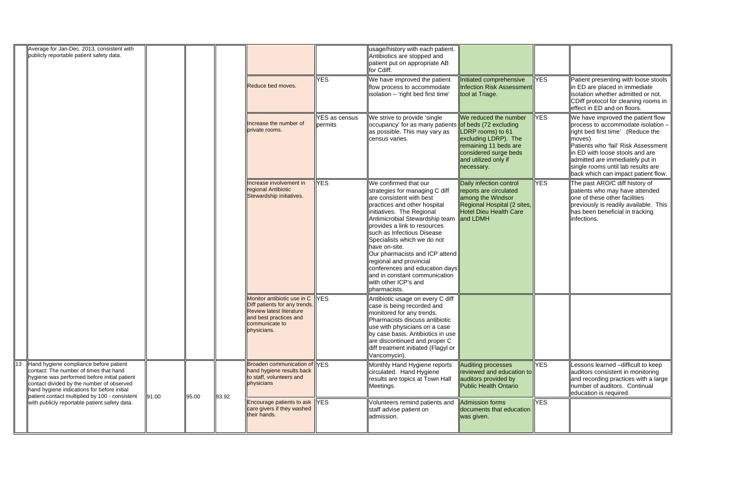| | | | | | | | | | | |
|---|---|---|---|---|---|---|---|---|---|---|
| | Average for Jan-Dec. 2013, consistent with publicly reportable patient safety data. | | | | | | usage/history with each patient. Antibiotics are stopped and patient put on appropriate AB for Cdiff. | | | |
| | | | | | Reduce bed moves. | YES | We have improved the patient flow process to accommodate isolation – 'right bed first time' | Initiated comprehensive Infection Risk Assessment tool at Triage. | YES | Patient presenting with loose stools in ED are placed in immediate isolation whether admitted or not. CDiff protocol for cleaning rooms in effect in ED and on floors. |
| | | | | | Increase the number of private rooms. | YES as census permits | We strive to provide 'single occupancy' for as many patients as possible. This may vary as census varies. | We reduced the number of beds (72 excluding LDRP rooms) to 61 excluding LDRP). The remaining 11 beds are considered surge beds and utilized only if necessary. | YES | We have improved the patient flow process to accommodate isolation – right bed first time' (Reduce the moves)<br>Patients who 'fail' Risk Assessment in ED with loose stools and are admitted are immediately put in single rooms until lab results are back which can impact patient flow. |
| | | | | | Increase involvement in regional Antibiotic Stewardship initiatives. | YES | We confirmed that our strategies for managing C diff are consistent with best practices and other hospital initiatives. The Regional Antimicrobial Stewardship team provides a link to resources such as Infectious Disease Specialists which we do not have on-site.<br>Our pharmacists and ICP attend regional and provincial conferences and education days and in constant communication with other ICP's and pharmacists. | Daily infection control reports are circulated among the Windsor Regional Hospital (2 sites, Hotel Dieu Health Care and LDMH | YES | The past ARO/C diff history of patients who may have attended one of these other facilities previously is readily available. This has been beneficial in tracking infections. |
| | | | | | Monitor antibiotic use in C Diff patients for any trends. Review latest literature and best practices and communicate to physicians. | YES | Antibiotic usage on every C diff case is being recorded and monitored for any trends. Pharmacists discuss antibiotic use with physicians on a case by case basis. Antibiotics in use are discontinued and proper C diff treatment initiated (Flagyl or Vancomycin). | | | |
| 13 | Hand hygiene compliance before patient contact: The number of times that hand hygiene was performed before initial patient contact divided by the number of observed hand hygiene indications for before initial patient contact multiplied by 100 - consistent with publicly reportable patient safety data. | 91.00 | 95.00 | 93.92 | Broaden communication of hand hygiene results back to staff, volunteers and physicians | YES | Monthly Hand Hygiene reports circulated. Hand Hygiene results are topics at Town Hall Meetings. | Auditing processes reviewed and education to auditors provided by Public Health Ontario | YES | Lessons learned –difficult to keep auditors consistent in monitoring and recording practices with a large number of auditors. Continual education is required. |
| | | | | | Encourage patients to ask care givers if they washed their hands. | YES | Volunteers remind patients and staff advise patient on admission. | Admission forms documents that education was given. | YES | |